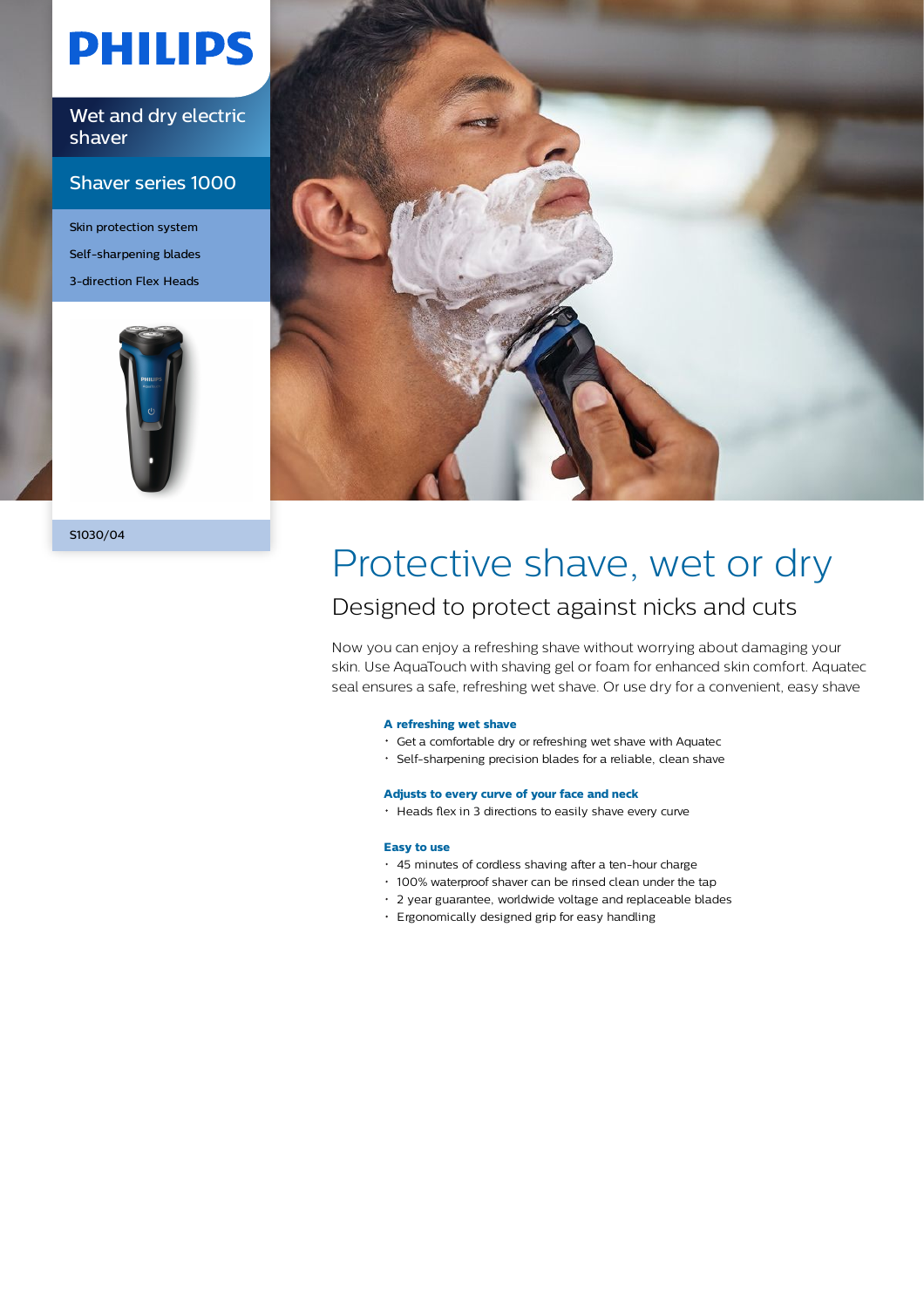# PHILIPS

Wet and dry electric shaver

Shaver series 1000

Skin protection system
Self-sharpening blades
3-direction Flex Heads

S1030/04

# Protective shave, wet or dry

## Designed to protect against nicks and cuts

Now you can enjoy a refreshing shave without worrying about damaging your skin. Use AquaTouch with shaving gel or foam for enhanced skin comfort. Aquatec seal ensures a safe, refreshing wet shave. Or use dry for a convenient, easy shave

### A refreshing wet shave

- Get a comfortable dry or refreshing wet shave with Aquatec
- Self-sharpening precision blades for a reliable, clean shave

### Adjusts to every curve of your face and neck

- Heads flex in 3 directions to easily shave every curve

### Easy to use

- 45 minutes of cordless shaving after a ten-hour charge
- 100% waterproof shaver can be rinsed clean under the tap
- 2 year guarantee, worldwide voltage and replaceable blades
- Ergonomically designed grip for easy handling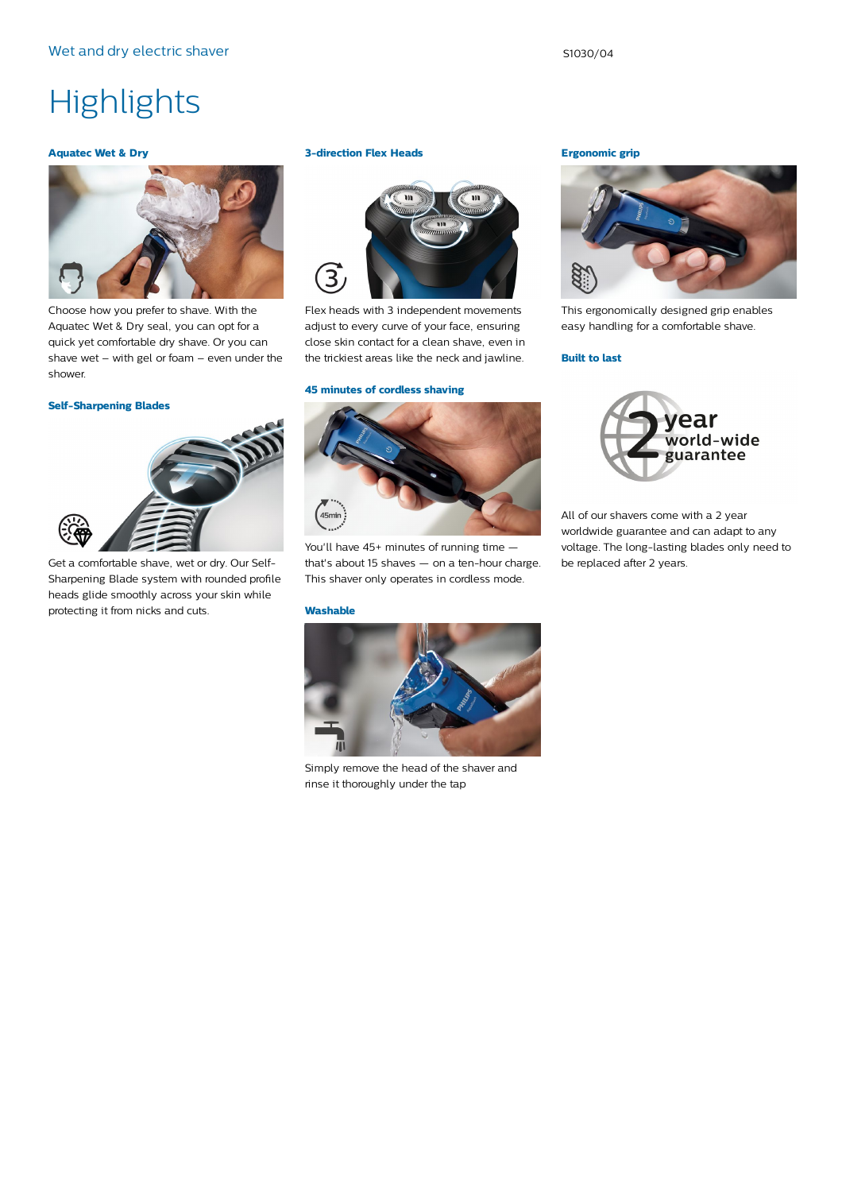# Highlights

### Aquatec Wet & Dry

Choose how you prefer to shave. With the Aquatec Wet & Dry seal, you can opt for a quick yet comfortable dry shave. Or you can shave wet – with gel or foam – even under the shower.

### Self-Sharpening Blades

Get a comfortable shave, wet or dry. Our Self-Sharpening Blade system with rounded profile heads glide smoothly across your skin while protecting it from nicks and cuts.

### 3-direction Flex Heads

Flex heads with 3 independent movements adjust to every curve of your face, ensuring close skin contact for a clean shave, even in the trickiest areas like the neck and jawline.

### 45 minutes of cordless shaving

You'll have 45+ minutes of running time — that's about 15 shaves — on a ten-hour charge. This shaver only operates in cordless mode.

### Washable

Simply remove the head of the shaver and rinse it thoroughly under the tap

### Ergonomic grip

This ergonomically designed grip enables easy handling for a comfortable shave.

### Built to last

All of our shavers come with a 2 year worldwide guarantee and can adapt to any voltage. The long-lasting blades only need to be replaced after 2 years.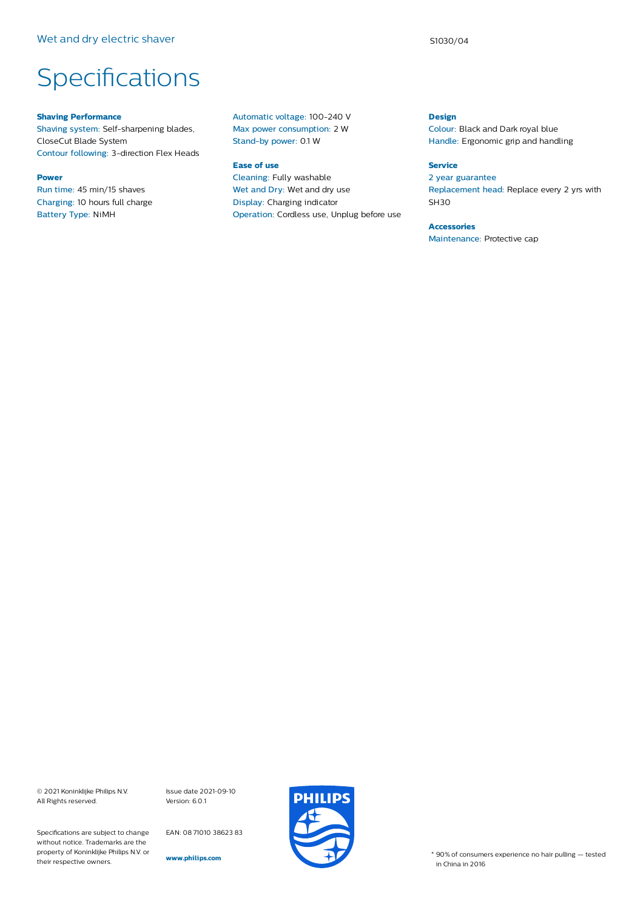Wet and dry electric shaver

S1030/04

# Specifications

### Shaving Performance

Shaving system: Self-sharpening blades, CloseCut Blade System
Contour following: 3-direction Flex Heads

### Power

Run time: 45 min/15 shaves
Charging: 10 hours full charge
Battery Type: NiMH
Automatic voltage: 100-240 V
Max power consumption: 2 W
Stand-by power: 0.1 W

### Ease of use

Cleaning: Fully washable
Wet and Dry: Wet and dry use
Display: Charging indicator
Operation: Cordless use, Unplug before use

### Design

Colour: Black and Dark royal blue
Handle: Ergonomic grip and handling

### Service

2 year guarantee
Replacement head: Replace every 2 yrs with SH30

### Accessories

Maintenance: Protective cap

© 2021 Koninklijke Philips N.V.
All Rights reserved.

Specifications are subject to change without notice. Trademarks are the property of Koninklijke Philips N.V. or their respective owners.

Issue date 2021-09-10
Version: 6.0.1

EAN: 08 71010 38623 83

www.philips.com

\* 90% of consumers experience no hair pulling — tested in China in 2016